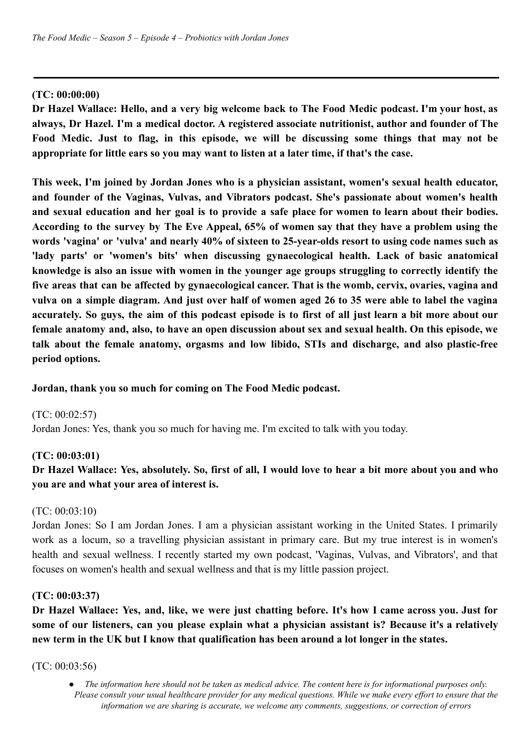**(TC: 00:00:00)**

**Dr Hazel Wallace: Hello, and a very big welcome back to The Food Medic podcast. I'm your host, as always, Dr Hazel. I'm a medical doctor. A registered associate nutritionist, author and founder of The Food Medic. Just to flag, in this episode, we will be discussing some things that may not be appropriate for little ears so you may want to listen at a later time, if that's the case.**

**This week, I'm joined by Jordan Jones who is a physician assistant, women's sexual health educator, and founder of the Vaginas, Vulvas, and Vibrators podcast. She's passionate about women's health and sexual education and her goal is to provide a safe place for women to learn about their bodies. According to the survey by The Eve Appeal, 65% of women say that they have a problem using the words 'vagina' or 'vulva' and nearly 40% of sixteen to 25-year-olds resort to using code names such as 'lady parts' or 'women's bits' when discussing gynaecological health. Lack of basic anatomical knowledge is also an issue with women in the younger age groups struggling to correctly identify the five areas that can be affected by gynaecological cancer. That is the womb, cervix, ovaries, vagina and vulva on a simple diagram. And just over half of women aged 26 to 35 were able to label the vagina accurately. So guys, the aim of this podcast episode is to first of all just learn a bit more about our female anatomy and, also, to have an open discussion about sex and sexual health. On this episode, we talk about the female anatomy, orgasms and low libido, STIs and discharge, and also plastic-free period options.**

**Jordan, thank you so much for coming on The Food Medic podcast.**

(TC: 00:02:57)

Jordan Jones: Yes, thank you so much for having me. I'm excited to talk with you today.

**(TC: 00:03:01)**

**Dr Hazel Wallace: Yes, absolutely. So, first of all, I would love to hear a bit more about you and who you are and what your area of interest is.**

(TC: 00:03:10)

Jordan Jones: So I am Jordan Jones. I am a physician assistant working in the United States. I primarily work as a locum, so a travelling physician assistant in primary care. But my true interest is in women's health and sexual wellness. I recently started my own podcast, 'Vaginas, Vulvas, and Vibrators', and that focuses on women's health and sexual wellness and that is my little passion project.

**(TC: 00:03:37)**

**Dr Hazel Wallace: Yes, and, like, we were just chatting before. It's how I came across you. Just for some of our listeners, can you please explain what a physician assistant is? Because it's a relatively new term in the UK but I know that qualification has been around a lot longer in the states.**

(TC: 00:03:56)

- *The information here should not be taken as medical advice. The content here is for informational purposes only. Please consult your usual healthcare provider for any medical questions. While we make every effort to ensure that the information we are sharing is accurate, we welcome any comments, suggestions, or correction of errors*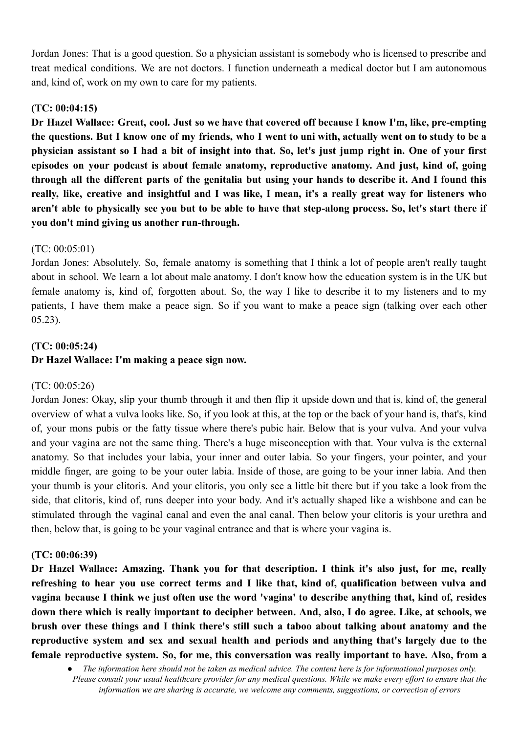Jordan Jones: That is a good question. So a physician assistant is somebody who is licensed to prescribe and treat medical conditions. We are not doctors. I function underneath a medical doctor but I am autonomous and, kind of, work on my own to care for my patients.

**(TC: 00:04:15)**

**Dr Hazel Wallace: Great, cool. Just so we have that covered off because I know I'm, like, pre-empting the questions. But I know one of my friends, who I went to uni with, actually went on to study to be a physician assistant so I had a bit of insight into that. So, let's just jump right in. One of your first episodes on your podcast is about female anatomy, reproductive anatomy. And just, kind of, going through all the different parts of the genitalia but using your hands to describe it. And I found this really, like, creative and insightful and I was like, I mean, it's a really great way for listeners who aren't able to physically see you but to be able to have that step-along process. So, let's start there if you don't mind giving us another run-through.**

(TC: 00:05:01)

Jordan Jones: Absolutely. So, female anatomy is something that I think a lot of people aren't really taught about in school. We learn a lot about male anatomy. I don't know how the education system is in the UK but female anatomy is, kind of, forgotten about. So, the way I like to describe it to my listeners and to my patients, I have them make a peace sign. So if you want to make a peace sign (talking over each other 05.23).

**(TC: 00:05:24)**

**Dr Hazel Wallace: I'm making a peace sign now.**

(TC: 00:05:26)

Jordan Jones: Okay, slip your thumb through it and then flip it upside down and that is, kind of, the general overview of what a vulva looks like. So, if you look at this, at the top or the back of your hand is, that's, kind of, your mons pubis or the fatty tissue where there's pubic hair. Below that is your vulva. And your vulva and your vagina are not the same thing. There's a huge misconception with that. Your vulva is the external anatomy. So that includes your labia, your inner and outer labia. So your fingers, your pointer, and your middle finger, are going to be your outer labia. Inside of those, are going to be your inner labia. And then your thumb is your clitoris. And your clitoris, you only see a little bit there but if you take a look from the side, that clitoris, kind of, runs deeper into your body. And it's actually shaped like a wishbone and can be stimulated through the vaginal canal and even the anal canal. Then below your clitoris is your urethra and then, below that, is going to be your vaginal entrance and that is where your vagina is.

**(TC: 00:06:39)**

**Dr Hazel Wallace: Amazing. Thank you for that description. I think it's also just, for me, really refreshing to hear you use correct terms and I like that, kind of, qualification between vulva and vagina because I think we just often use the word 'vagina' to describe anything that, kind of, resides down there which is really important to decipher between. And, also, I do agree. Like, at schools, we brush over these things and I think there's still such a taboo about talking about anatomy and the reproductive system and sex and sexual health and periods and anything that's largely due to the female reproductive system. So, for me, this conversation was really important to have. Also, from a**

- *The information here should not be taken as medical advice. The content here is for informational purposes only. Please consult your usual healthcare provider for any medical questions. While we make every effort to ensure that the information we are sharing is accurate, we welcome any comments, suggestions, or correction of errors*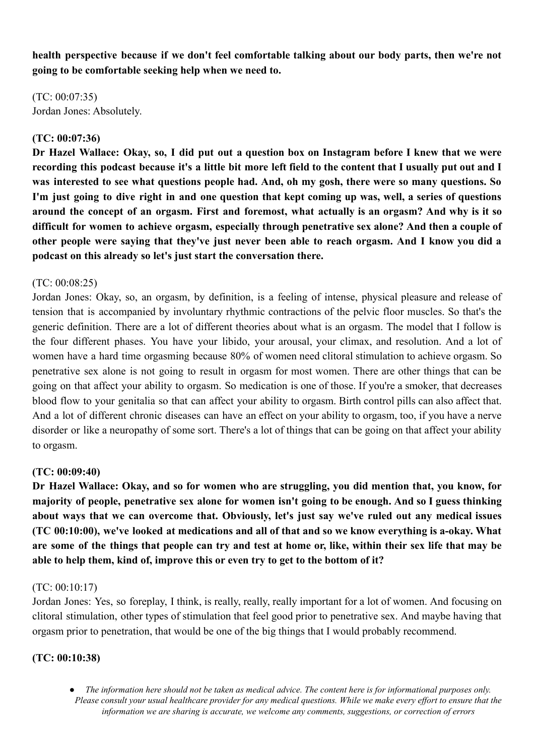**health perspective because if we don't feel comfortable talking about our body parts, then we're not going to be comfortable seeking help when we need to.**

(TC: 00:07:35)
Jordan Jones: Absolutely.

**(TC: 00:07:36)**
**Dr Hazel Wallace: Okay, so, I did put out a question box on Instagram before I knew that we were recording this podcast because it's a little bit more left field to the content that I usually put out and I was interested to see what questions people had. And, oh my gosh, there were so many questions. So I'm just going to dive right in and one question that kept coming up was, well, a series of questions around the concept of an orgasm. First and foremost, what actually is an orgasm? And why is it so difficult for women to achieve orgasm, especially through penetrative sex alone? And then a couple of other people were saying that they've just never been able to reach orgasm. And I know you did a podcast on this already so let's just start the conversation there.**

(TC: 00:08:25)
Jordan Jones: Okay, so, an orgasm, by definition, is a feeling of intense, physical pleasure and release of tension that is accompanied by involuntary rhythmic contractions of the pelvic floor muscles. So that's the generic definition. There are a lot of different theories about what is an orgasm. The model that I follow is the four different phases. You have your libido, your arousal, your climax, and resolution. And a lot of women have a hard time orgasming because 80% of women need clitoral stimulation to achieve orgasm. So penetrative sex alone is not going to result in orgasm for most women. There are other things that can be going on that affect your ability to orgasm. So medication is one of those. If you're a smoker, that decreases blood flow to your genitalia so that can affect your ability to orgasm. Birth control pills can also affect that. And a lot of different chronic diseases can have an effect on your ability to orgasm, too, if you have a nerve disorder or like a neuropathy of some sort. There's a lot of things that can be going on that affect your ability to orgasm.

**(TC: 00:09:40)**
**Dr Hazel Wallace: Okay, and so for women who are struggling, you did mention that, you know, for majority of people, penetrative sex alone for women isn't going to be enough. And so I guess thinking about ways that we can overcome that. Obviously, let's just say we've ruled out any medical issues (TC 00:10:00), we've looked at medications and all of that and so we know everything is a-okay. What are some of the things that people can try and test at home or, like, within their sex life that may be able to help them, kind of, improve this or even try to get to the bottom of it?**

(TC: 00:10:17)
Jordan Jones: Yes, so foreplay, I think, is really, really, really important for a lot of women. And focusing on clitoral stimulation, other types of stimulation that feel good prior to penetrative sex. And maybe having that orgasm prior to penetration, that would be one of the big things that I would probably recommend.

**(TC: 00:10:38)**

- *The information here should not be taken as medical advice. The content here is for informational purposes only. Please consult your usual healthcare provider for any medical questions. While we make every effort to ensure that the information we are sharing is accurate, we welcome any comments, suggestions, or correction of errors*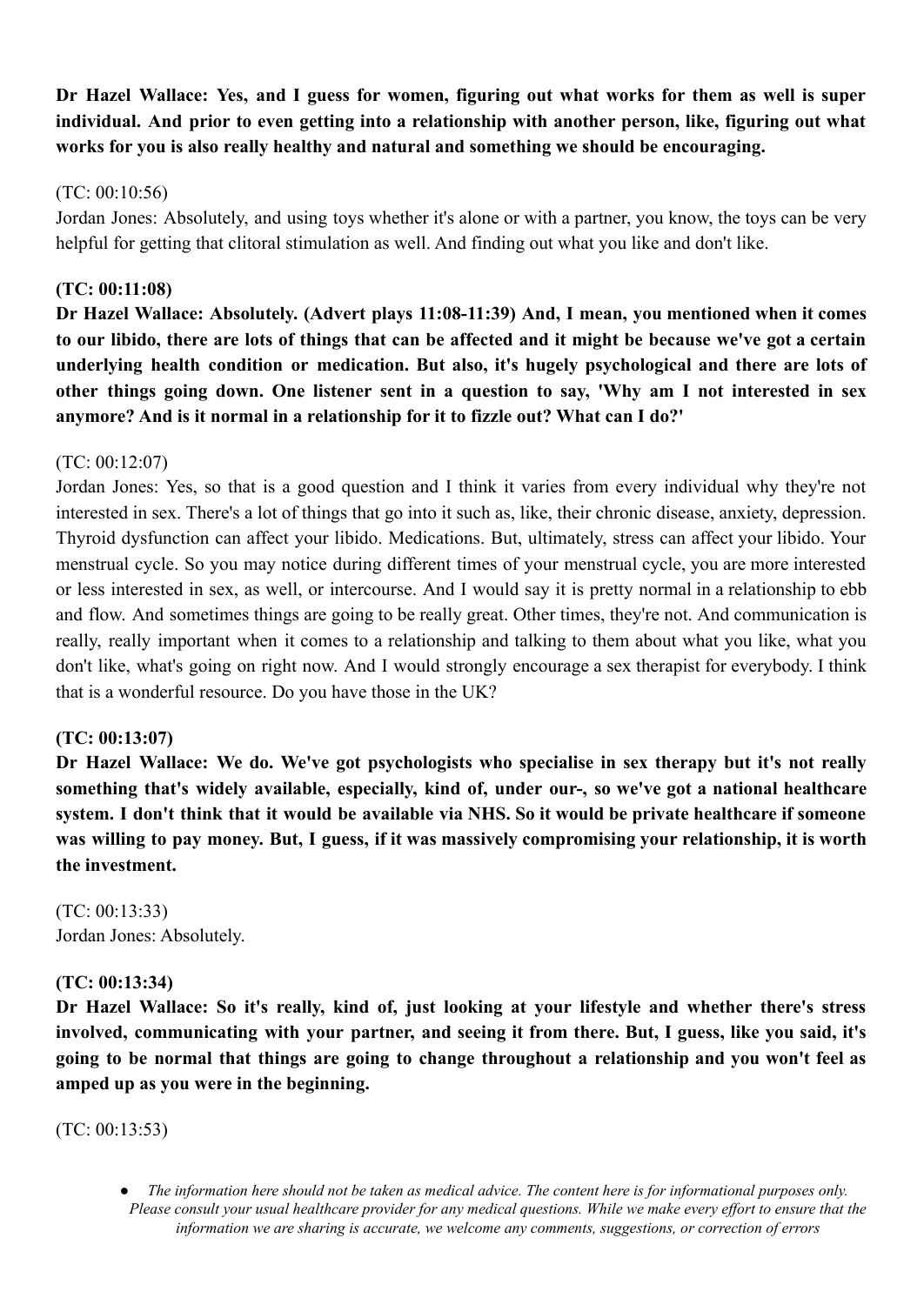**Dr Hazel Wallace: Yes, and I guess for women, figuring out what works for them as well is super individual. And prior to even getting into a relationship with another person, like, figuring out what works for you is also really healthy and natural and something we should be encouraging.**

(TC: 00:10:56)
Jordan Jones: Absolutely, and using toys whether it's alone or with a partner, you know, the toys can be very helpful for getting that clitoral stimulation as well. And finding out what you like and don't like.

**(TC: 00:11:08)**
**Dr Hazel Wallace: Absolutely. (Advert plays 11:08-11:39) And, I mean, you mentioned when it comes to our libido, there are lots of things that can be affected and it might be because we've got a certain underlying health condition or medication. But also, it's hugely psychological and there are lots of other things going down. One listener sent in a question to say, 'Why am I not interested in sex anymore? And is it normal in a relationship for it to fizzle out? What can I do?'**

(TC: 00:12:07)
Jordan Jones: Yes, so that is a good question and I think it varies from every individual why they're not interested in sex. There's a lot of things that go into it such as, like, their chronic disease, anxiety, depression. Thyroid dysfunction can affect your libido. Medications. But, ultimately, stress can affect your libido. Your menstrual cycle. So you may notice during different times of your menstrual cycle, you are more interested or less interested in sex, as well, or intercourse. And I would say it is pretty normal in a relationship to ebb and flow. And sometimes things are going to be really great. Other times, they're not. And communication is really, really important when it comes to a relationship and talking to them about what you like, what you don't like, what's going on right now. And I would strongly encourage a sex therapist for everybody. I think that is a wonderful resource. Do you have those in the UK?

**(TC: 00:13:07)**
**Dr Hazel Wallace: We do. We've got psychologists who specialise in sex therapy but it's not really something that's widely available, especially, kind of, under our-, so we've got a national healthcare system. I don't think that it would be available via NHS. So it would be private healthcare if someone was willing to pay money. But, I guess, if it was massively compromising your relationship, it is worth the investment.**

(TC: 00:13:33)
Jordan Jones: Absolutely.

**(TC: 00:13:34)**
**Dr Hazel Wallace: So it's really, kind of, just looking at your lifestyle and whether there's stress involved, communicating with your partner, and seeing it from there. But, I guess, like you said, it's going to be normal that things are going to change throughout a relationship and you won't feel as amped up as you were in the beginning.**

(TC: 00:13:53)

- *The information here should not be taken as medical advice. The content here is for informational purposes only. Please consult your usual healthcare provider for any medical questions. While we make every effort to ensure that the information we are sharing is accurate, we welcome any comments, suggestions, or correction of errors*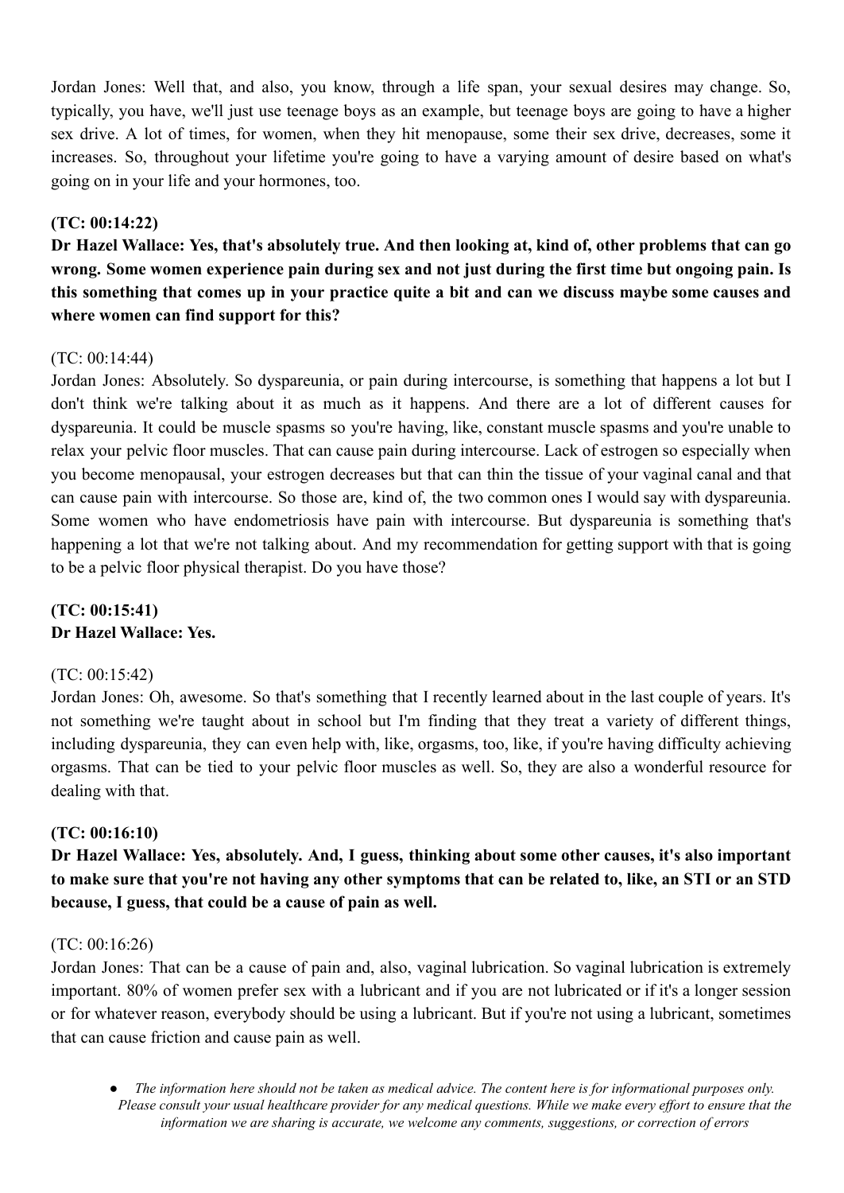Jordan Jones: Well that, and also, you know, through a life span, your sexual desires may change. So, typically, you have, we'll just use teenage boys as an example, but teenage boys are going to have a higher sex drive. A lot of times, for women, when they hit menopause, some their sex drive, decreases, some it increases. So, throughout your lifetime you're going to have a varying amount of desire based on what's going on in your life and your hormones, too.

**(TC: 00:14:22)**

**Dr Hazel Wallace: Yes, that's absolutely true. And then looking at, kind of, other problems that can go wrong. Some women experience pain during sex and not just during the first time but ongoing pain. Is this something that comes up in your practice quite a bit and can we discuss maybe some causes and where women can find support for this?**

(TC: 00:14:44)

Jordan Jones: Absolutely. So dyspareunia, or pain during intercourse, is something that happens a lot but I don't think we're talking about it as much as it happens. And there are a lot of different causes for dyspareunia. It could be muscle spasms so you're having, like, constant muscle spasms and you're unable to relax your pelvic floor muscles. That can cause pain during intercourse. Lack of estrogen so especially when you become menopausal, your estrogen decreases but that can thin the tissue of your vaginal canal and that can cause pain with intercourse. So those are, kind of, the two common ones I would say with dyspareunia. Some women who have endometriosis have pain with intercourse. But dyspareunia is something that's happening a lot that we're not talking about. And my recommendation for getting support with that is going to be a pelvic floor physical therapist. Do you have those?

**(TC: 00:15:41)**

**Dr Hazel Wallace: Yes.**

(TC: 00:15:42)

Jordan Jones: Oh, awesome. So that's something that I recently learned about in the last couple of years. It's not something we're taught about in school but I'm finding that they treat a variety of different things, including dyspareunia, they can even help with, like, orgasms, too, like, if you're having difficulty achieving orgasms. That can be tied to your pelvic floor muscles as well. So, they are also a wonderful resource for dealing with that.

**(TC: 00:16:10)**

**Dr Hazel Wallace: Yes, absolutely. And, I guess, thinking about some other causes, it's also important to make sure that you're not having any other symptoms that can be related to, like, an STI or an STD because, I guess, that could be a cause of pain as well.**

(TC: 00:16:26)

Jordan Jones: That can be a cause of pain and, also, vaginal lubrication. So vaginal lubrication is extremely important. 80% of women prefer sex with a lubricant and if you are not lubricated or if it's a longer session or for whatever reason, everybody should be using a lubricant. But if you're not using a lubricant, sometimes that can cause friction and cause pain as well.

- *The information here should not be taken as medical advice. The content here is for informational purposes only. Please consult your usual healthcare provider for any medical questions. While we make every effort to ensure that the information we are sharing is accurate, we welcome any comments, suggestions, or correction of errors*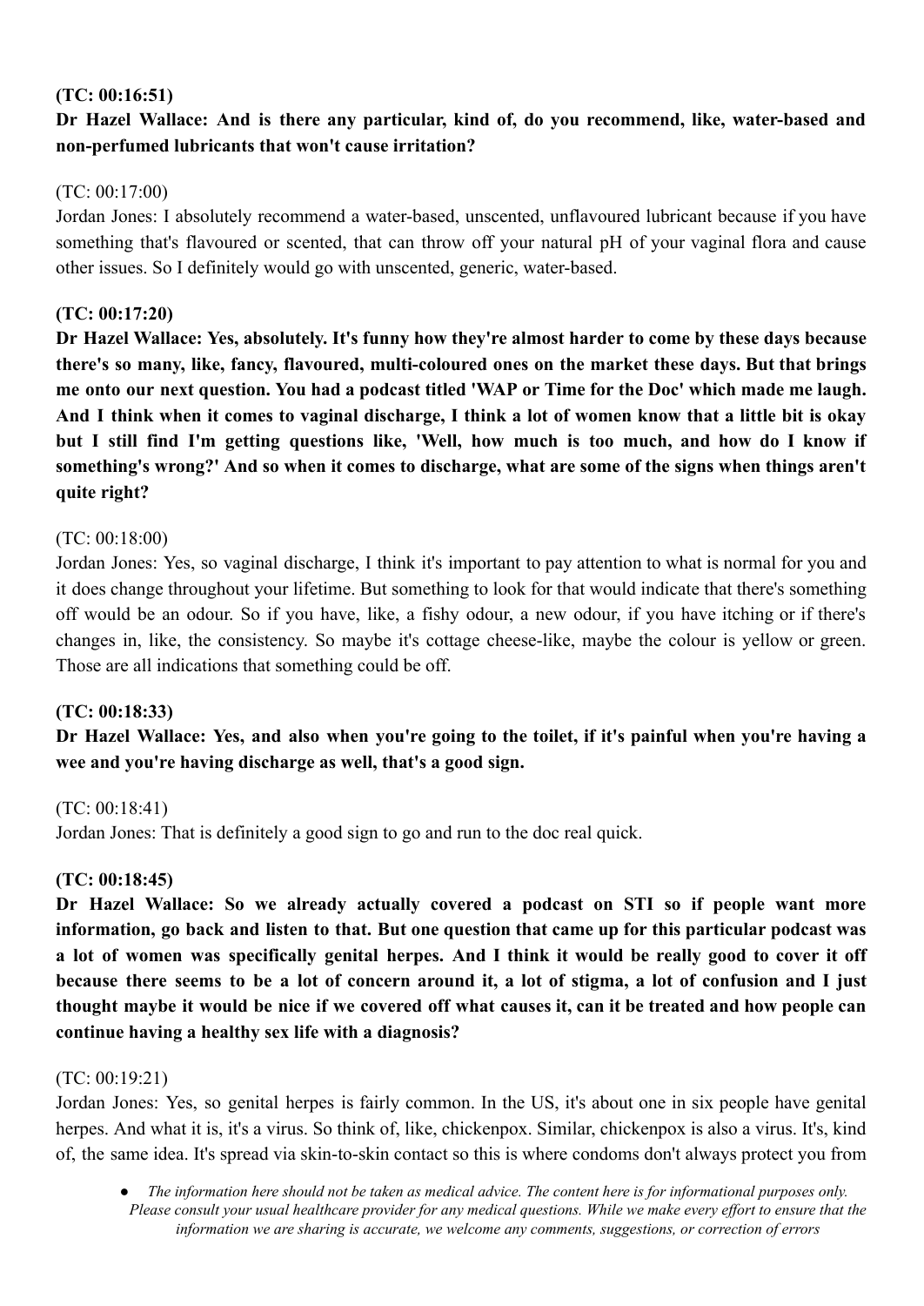**(TC: 00:16:51)**

**Dr Hazel Wallace: And is there any particular, kind of, do you recommend, like, water-based and non-perfumed lubricants that won't cause irritation?**

(TC: 00:17:00)

Jordan Jones: I absolutely recommend a water-based, unscented, unflavoured lubricant because if you have something that's flavoured or scented, that can throw off your natural pH of your vaginal flora and cause other issues. So I definitely would go with unscented, generic, water-based.

**(TC: 00:17:20)**

**Dr Hazel Wallace: Yes, absolutely. It's funny how they're almost harder to come by these days because there's so many, like, fancy, flavoured, multi-coloured ones on the market these days. But that brings me onto our next question. You had a podcast titled 'WAP or Time for the Doc' which made me laugh. And I think when it comes to vaginal discharge, I think a lot of women know that a little bit is okay but I still find I'm getting questions like, 'Well, how much is too much, and how do I know if something's wrong?' And so when it comes to discharge, what are some of the signs when things aren't quite right?**

(TC: 00:18:00)

Jordan Jones: Yes, so vaginal discharge, I think it's important to pay attention to what is normal for you and it does change throughout your lifetime. But something to look for that would indicate that there's something off would be an odour. So if you have, like, a fishy odour, a new odour, if you have itching or if there's changes in, like, the consistency. So maybe it's cottage cheese-like, maybe the colour is yellow or green. Those are all indications that something could be off.

**(TC: 00:18:33)**

**Dr Hazel Wallace: Yes, and also when you're going to the toilet, if it's painful when you're having a wee and you're having discharge as well, that's a good sign.**

(TC: 00:18:41)

Jordan Jones: That is definitely a good sign to go and run to the doc real quick.

**(TC: 00:18:45)**

**Dr Hazel Wallace: So we already actually covered a podcast on STI so if people want more information, go back and listen to that. But one question that came up for this particular podcast was a lot of women was specifically genital herpes. And I think it would be really good to cover it off because there seems to be a lot of concern around it, a lot of stigma, a lot of confusion and I just thought maybe it would be nice if we covered off what causes it, can it be treated and how people can continue having a healthy sex life with a diagnosis?**

(TC: 00:19:21)

Jordan Jones: Yes, so genital herpes is fairly common. In the US, it's about one in six people have genital herpes. And what it is, it's a virus. So think of, like, chickenpox. Similar, chickenpox is also a virus. It's, kind of, the same idea. It's spread via skin-to-skin contact so this is where condoms don't always protect you from

- *The information here should not be taken as medical advice. The content here is for informational purposes only. Please consult your usual healthcare provider for any medical questions. While we make every effort to ensure that the information we are sharing is accurate, we welcome any comments, suggestions, or correction of errors*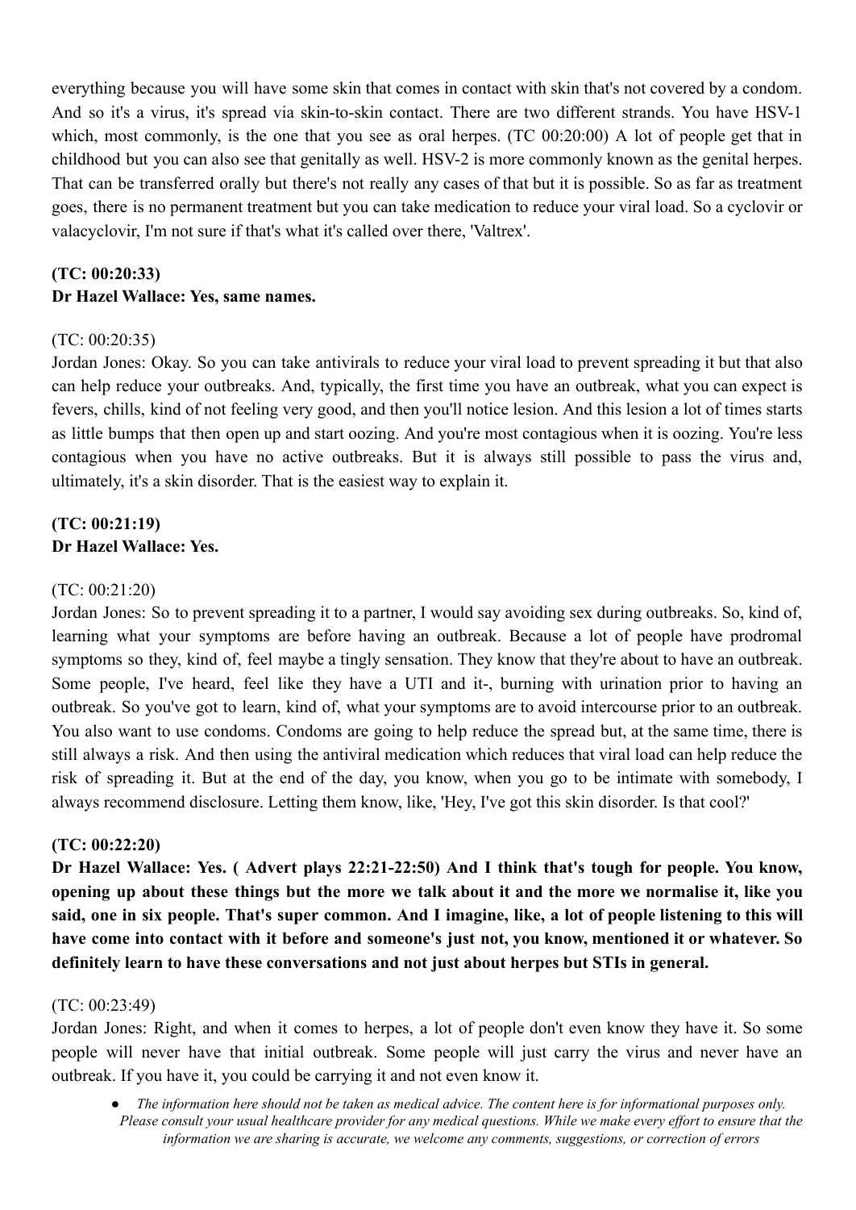everything because you will have some skin that comes in contact with skin that's not covered by a condom. And so it's a virus, it's spread via skin-to-skin contact. There are two different strands. You have HSV-1 which, most commonly, is the one that you see as oral herpes. (TC 00:20:00) A lot of people get that in childhood but you can also see that genitally as well. HSV-2 is more commonly known as the genital herpes. That can be transferred orally but there's not really any cases of that but it is possible. So as far as treatment goes, there is no permanent treatment but you can take medication to reduce your viral load. So a cyclovir or valacyclovir, I'm not sure if that's what it's called over there, 'Valtrex'.

**(TC: 00:20:33)**
**Dr Hazel Wallace: Yes, same names.**

(TC: 00:20:35)
Jordan Jones: Okay. So you can take antivirals to reduce your viral load to prevent spreading it but that also can help reduce your outbreaks. And, typically, the first time you have an outbreak, what you can expect is fevers, chills, kind of not feeling very good, and then you'll notice lesion. And this lesion a lot of times starts as little bumps that then open up and start oozing. And you're most contagious when it is oozing. You're less contagious when you have no active outbreaks. But it is always still possible to pass the virus and, ultimately, it's a skin disorder. That is the easiest way to explain it.

**(TC: 00:21:19)**
**Dr Hazel Wallace: Yes.**

(TC: 00:21:20)
Jordan Jones: So to prevent spreading it to a partner, I would say avoiding sex during outbreaks. So, kind of, learning what your symptoms are before having an outbreak. Because a lot of people have prodromal symptoms so they, kind of, feel maybe a tingly sensation. They know that they're about to have an outbreak. Some people, I've heard, feel like they have a UTI and it-, burning with urination prior to having an outbreak. So you've got to learn, kind of, what your symptoms are to avoid intercourse prior to an outbreak. You also want to use condoms. Condoms are going to help reduce the spread but, at the same time, there is still always a risk. And then using the antiviral medication which reduces that viral load can help reduce the risk of spreading it. But at the end of the day, you know, when you go to be intimate with somebody, I always recommend disclosure. Letting them know, like, 'Hey, I've got this skin disorder. Is that cool?'

**(TC: 00:22:20)**
**Dr Hazel Wallace: Yes. ( Advert plays 22:21-22:50) And I think that's tough for people. You know, opening up about these things but the more we talk about it and the more we normalise it, like you said, one in six people. That's super common. And I imagine, like, a lot of people listening to this will have come into contact with it before and someone's just not, you know, mentioned it or whatever. So definitely learn to have these conversations and not just about herpes but STIs in general.**

(TC: 00:23:49)
Jordan Jones: Right, and when it comes to herpes, a lot of people don't even know they have it. So some people will never have that initial outbreak. Some people will just carry the virus and never have an outbreak. If you have it, you could be carrying it and not even know it.

- *The information here should not be taken as medical advice. The content here is for informational purposes only. Please consult your usual healthcare provider for any medical questions. While we make every effort to ensure that the information we are sharing is accurate, we welcome any comments, suggestions, or correction of errors*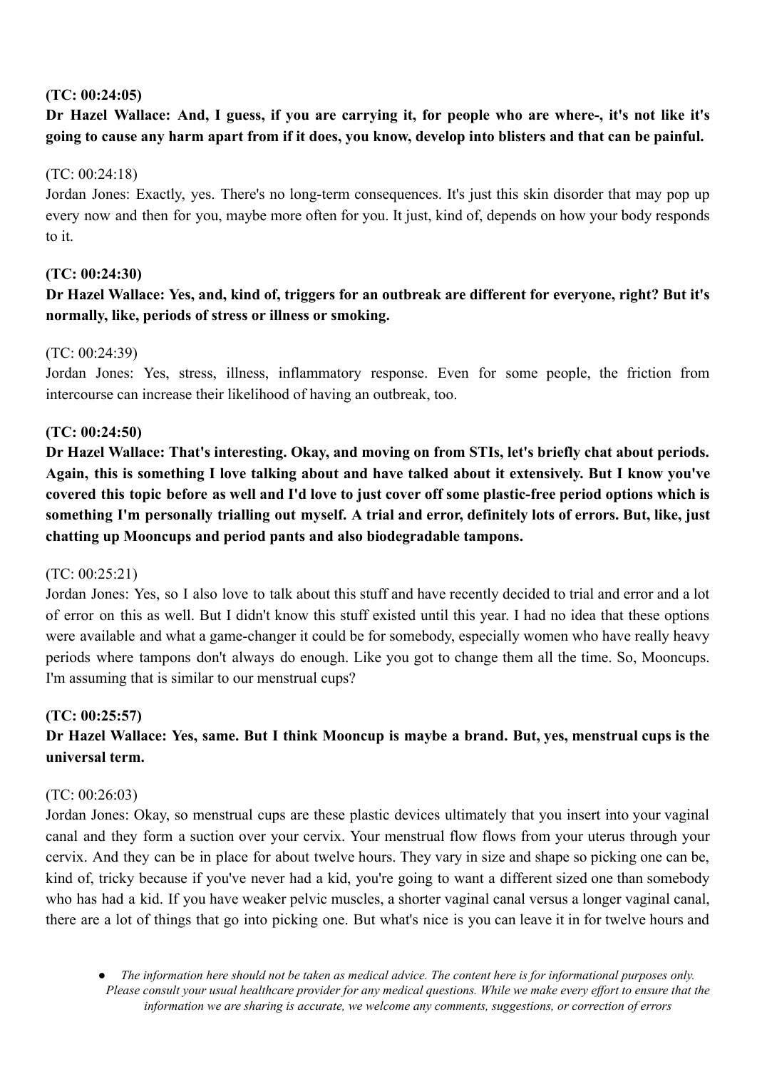**(TC: 00:24:05)**

**Dr Hazel Wallace: And, I guess, if you are carrying it, for people who are where-, it's not like it's going to cause any harm apart from if it does, you know, develop into blisters and that can be painful.**

(TC: 00:24:18)

Jordan Jones: Exactly, yes. There's no long-term consequences. It's just this skin disorder that may pop up every now and then for you, maybe more often for you. It just, kind of, depends on how your body responds to it.

**(TC: 00:24:30)**

**Dr Hazel Wallace: Yes, and, kind of, triggers for an outbreak are different for everyone, right? But it's normally, like, periods of stress or illness or smoking.**

(TC: 00:24:39)

Jordan Jones: Yes, stress, illness, inflammatory response. Even for some people, the friction from intercourse can increase their likelihood of having an outbreak, too.

**(TC: 00:24:50)**

**Dr Hazel Wallace: That's interesting. Okay, and moving on from STIs, let's briefly chat about periods. Again, this is something I love talking about and have talked about it extensively. But I know you've covered this topic before as well and I'd love to just cover off some plastic-free period options which is something I'm personally trialling out myself. A trial and error, definitely lots of errors. But, like, just chatting up Mooncups and period pants and also biodegradable tampons.**

(TC: 00:25:21)

Jordan Jones: Yes, so I also love to talk about this stuff and have recently decided to trial and error and a lot of error on this as well. But I didn't know this stuff existed until this year. I had no idea that these options were available and what a game-changer it could be for somebody, especially women who have really heavy periods where tampons don't always do enough. Like you got to change them all the time. So, Mooncups. I'm assuming that is similar to our menstrual cups?

**(TC: 00:25:57)**

**Dr Hazel Wallace: Yes, same. But I think Mooncup is maybe a brand. But, yes, menstrual cups is the universal term.**

(TC: 00:26:03)

Jordan Jones: Okay, so menstrual cups are these plastic devices ultimately that you insert into your vaginal canal and they form a suction over your cervix. Your menstrual flow flows from your uterus through your cervix. And they can be in place for about twelve hours. They vary in size and shape so picking one can be, kind of, tricky because if you've never had a kid, you're going to want a different sized one than somebody who has had a kid. If you have weaker pelvic muscles, a shorter vaginal canal versus a longer vaginal canal, there are a lot of things that go into picking one. But what's nice is you can leave it in for twelve hours and

- *The information here should not be taken as medical advice. The content here is for informational purposes only. Please consult your usual healthcare provider for any medical questions. While we make every effort to ensure that the information we are sharing is accurate, we welcome any comments, suggestions, or correction of errors*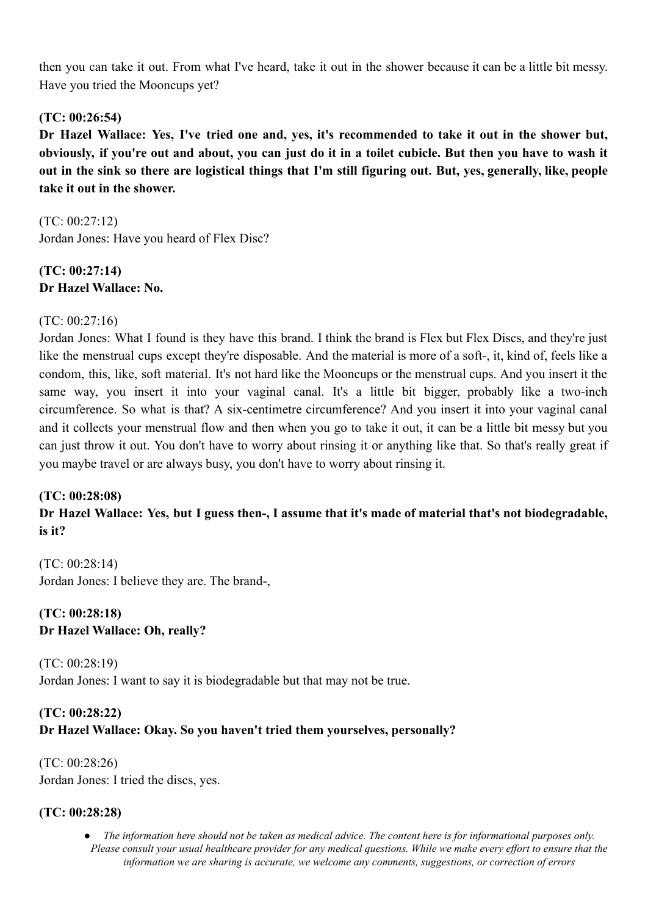then you can take it out. From what I've heard, take it out in the shower because it can be a little bit messy. Have you tried the Mooncups yet?

**(TC: 00:26:54)**
**Dr Hazel Wallace: Yes, I've tried one and, yes, it's recommended to take it out in the shower but, obviously, if you're out and about, you can just do it in a toilet cubicle. But then you have to wash it out in the sink so there are logistical things that I'm still figuring out. But, yes, generally, like, people take it out in the shower.**

(TC: 00:27:12)
Jordan Jones: Have you heard of Flex Disc?

**(TC: 00:27:14)**
**Dr Hazel Wallace: No.**

(TC: 00:27:16)
Jordan Jones: What I found is they have this brand. I think the brand is Flex but Flex Discs, and they're just like the menstrual cups except they're disposable. And the material is more of a soft-, it, kind of, feels like a condom, this, like, soft material. It's not hard like the Mooncups or the menstrual cups. And you insert it the same way, you insert it into your vaginal canal. It's a little bit bigger, probably like a two-inch circumference. So what is that? A six-centimetre circumference? And you insert it into your vaginal canal and it collects your menstrual flow and then when you go to take it out, it can be a little bit messy but you can just throw it out. You don't have to worry about rinsing it or anything like that. So that's really great if you maybe travel or are always busy, you don't have to worry about rinsing it.

**(TC: 00:28:08)**
**Dr Hazel Wallace: Yes, but I guess then-, I assume that it's made of material that's not biodegradable, is it?**

(TC: 00:28:14)
Jordan Jones: I believe they are. The brand-,

**(TC: 00:28:18)**
**Dr Hazel Wallace: Oh, really?**

(TC: 00:28:19)
Jordan Jones: I want to say it is biodegradable but that may not be true.

**(TC: 00:28:22)**
**Dr Hazel Wallace: Okay. So you haven't tried them yourselves, personally?**

(TC: 00:28:26)
Jordan Jones: I tried the discs, yes.

**(TC: 00:28:28)**

- *The information here should not be taken as medical advice. The content here is for informational purposes only. Please consult your usual healthcare provider for any medical questions. While we make every effort to ensure that the information we are sharing is accurate, we welcome any comments, suggestions, or correction of errors*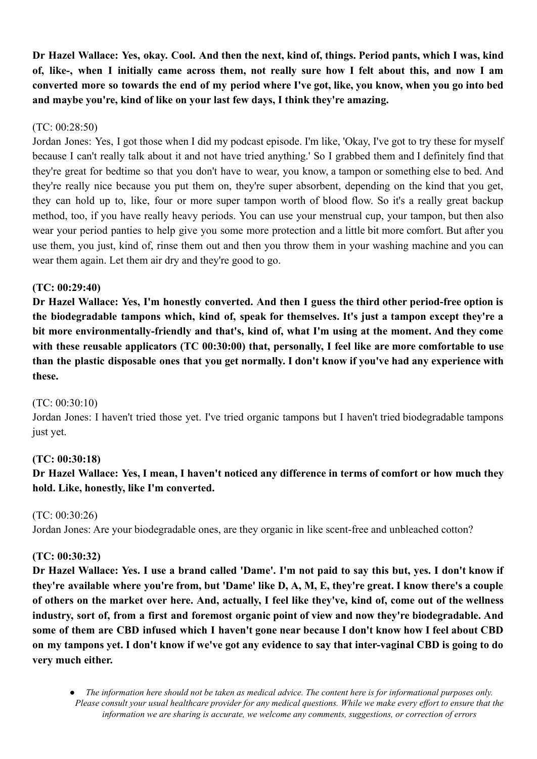**Dr Hazel Wallace: Yes, okay. Cool. And then the next, kind of, things. Period pants, which I was, kind of, like-, when I initially came across them, not really sure how I felt about this, and now I am converted more so towards the end of my period where I've got, like, you know, when you go into bed and maybe you're, kind of like on your last few days, I think they're amazing.**

(TC: 00:28:50)
Jordan Jones: Yes, I got those when I did my podcast episode. I'm like, 'Okay, I've got to try these for myself because I can't really talk about it and not have tried anything.' So I grabbed them and I definitely find that they're great for bedtime so that you don't have to wear, you know, a tampon or something else to bed. And they're really nice because you put them on, they're super absorbent, depending on the kind that you get, they can hold up to, like, four or more super tampon worth of blood flow. So it's a really great backup method, too, if you have really heavy periods. You can use your menstrual cup, your tampon, but then also wear your period panties to help give you some more protection and a little bit more comfort. But after you use them, you just, kind of, rinse them out and then you throw them in your washing machine and you can wear them again. Let them air dry and they're good to go.

**(TC: 00:29:40)**
**Dr Hazel Wallace: Yes, I'm honestly converted. And then I guess the third other period-free option is the biodegradable tampons which, kind of, speak for themselves. It's just a tampon except they're a bit more environmentally-friendly and that's, kind of, what I'm using at the moment. And they come with these reusable applicators (TC 00:30:00) that, personally, I feel like are more comfortable to use than the plastic disposable ones that you get normally. I don't know if you've had any experience with these.**

(TC: 00:30:10)
Jordan Jones: I haven't tried those yet. I've tried organic tampons but I haven't tried biodegradable tampons just yet.

**(TC: 00:30:18)**
**Dr Hazel Wallace: Yes, I mean, I haven't noticed any difference in terms of comfort or how much they hold. Like, honestly, like I'm converted.**

(TC: 00:30:26)
Jordan Jones: Are your biodegradable ones, are they organic in like scent-free and unbleached cotton?

**(TC: 00:30:32)**
**Dr Hazel Wallace: Yes. I use a brand called 'Dame'. I'm not paid to say this but, yes. I don't know if they're available where you're from, but 'Dame' like D, A, M, E, they're great. I know there's a couple of others on the market over here. And, actually, I feel like they've, kind of, come out of the wellness industry, sort of, from a first and foremost organic point of view and now they're biodegradable. And some of them are CBD infused which I haven't gone near because I don't know how I feel about CBD on my tampons yet. I don't know if we've got any evidence to say that inter-vaginal CBD is going to do very much either.**

- *The information here should not be taken as medical advice. The content here is for informational purposes only. Please consult your usual healthcare provider for any medical questions. While we make every effort to ensure that the information we are sharing is accurate, we welcome any comments, suggestions, or correction of errors*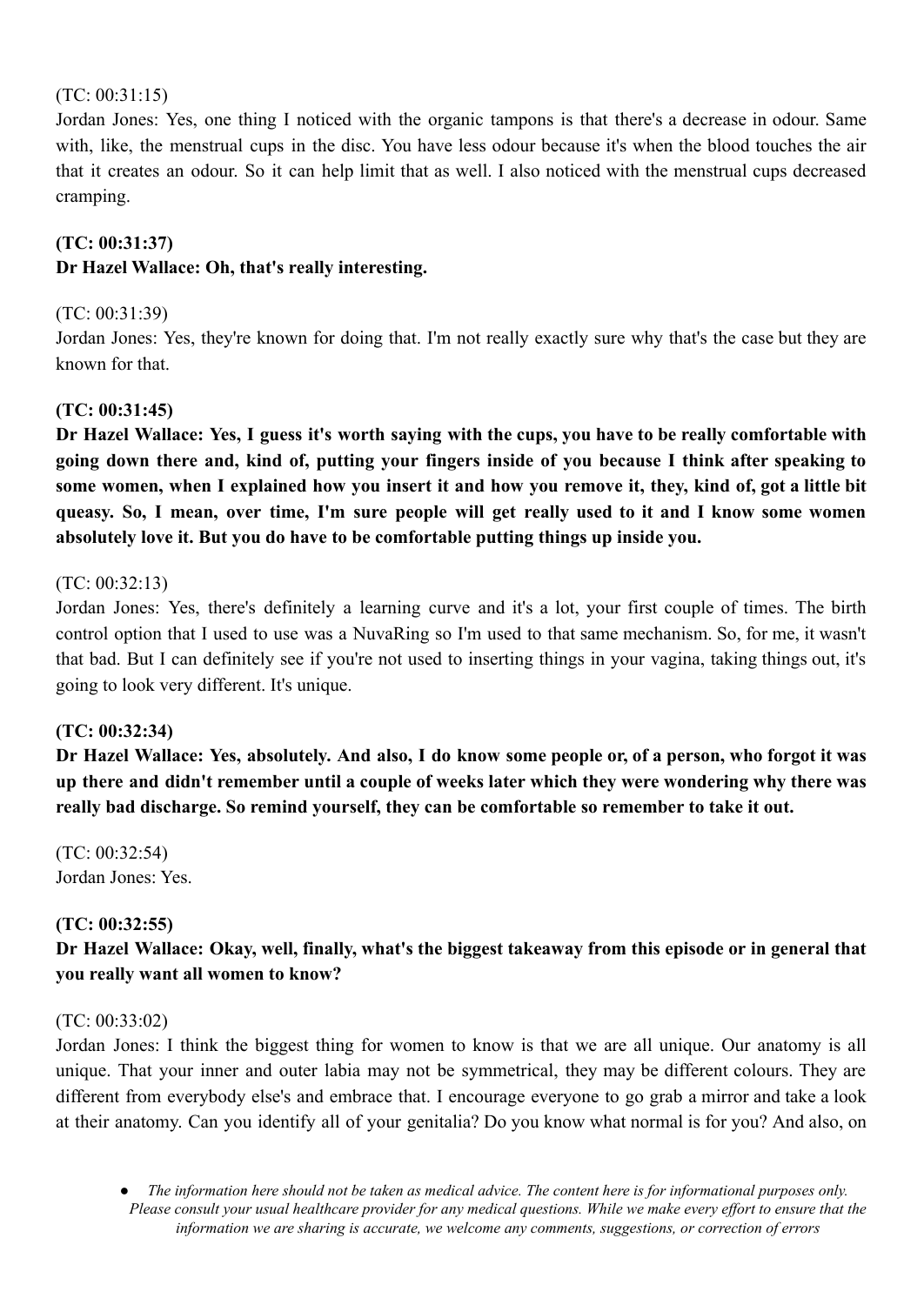(TC: 00:31:15)
Jordan Jones: Yes, one thing I noticed with the organic tampons is that there's a decrease in odour. Same with, like, the menstrual cups in the disc. You have less odour because it's when the blood touches the air that it creates an odour. So it can help limit that as well. I also noticed with the menstrual cups decreased cramping.

**(TC: 00:31:37)**
**Dr Hazel Wallace: Oh, that's really interesting.**

(TC: 00:31:39)
Jordan Jones: Yes, they're known for doing that. I'm not really exactly sure why that's the case but they are known for that.

**(TC: 00:31:45)**
**Dr Hazel Wallace: Yes, I guess it's worth saying with the cups, you have to be really comfortable with going down there and, kind of, putting your fingers inside of you because I think after speaking to some women, when I explained how you insert it and how you remove it, they, kind of, got a little bit queasy. So, I mean, over time, I'm sure people will get really used to it and I know some women absolutely love it. But you do have to be comfortable putting things up inside you.**

(TC: 00:32:13)
Jordan Jones: Yes, there's definitely a learning curve and it's a lot, your first couple of times. The birth control option that I used to use was a NuvaRing so I'm used to that same mechanism. So, for me, it wasn't that bad. But I can definitely see if you're not used to inserting things in your vagina, taking things out, it's going to look very different. It's unique.

**(TC: 00:32:34)**
**Dr Hazel Wallace: Yes, absolutely. And also, I do know some people or, of a person, who forgot it was up there and didn't remember until a couple of weeks later which they were wondering why there was really bad discharge. So remind yourself, they can be comfortable so remember to take it out.**

(TC: 00:32:54)
Jordan Jones: Yes.

**(TC: 00:32:55)**
**Dr Hazel Wallace: Okay, well, finally, what's the biggest takeaway from this episode or in general that you really want all women to know?**

(TC: 00:33:02)
Jordan Jones: I think the biggest thing for women to know is that we are all unique. Our anatomy is all unique. That your inner and outer labia may not be symmetrical, they may be different colours. They are different from everybody else's and embrace that. I encourage everyone to go grab a mirror and take a look at their anatomy. Can you identify all of your genitalia? Do you know what normal is for you? And also, on

- *The information here should not be taken as medical advice. The content here is for informational purposes only. Please consult your usual healthcare provider for any medical questions. While we make every effort to ensure that the information we are sharing is accurate, we welcome any comments, suggestions, or correction of errors*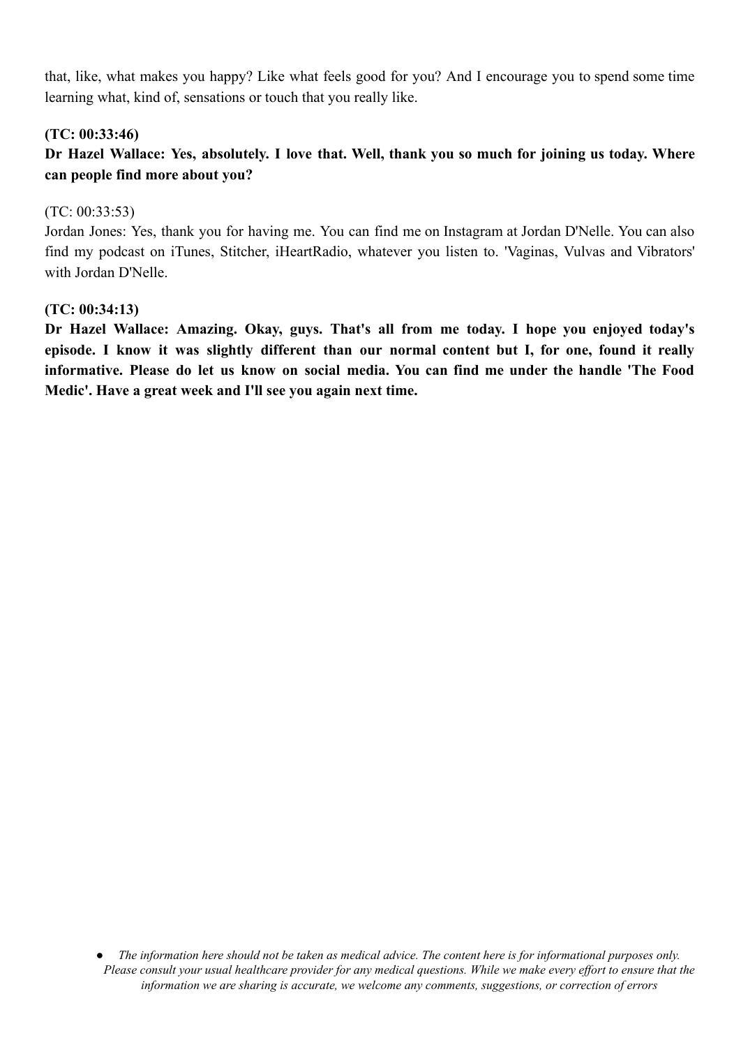that, like, what makes you happy? Like what feels good for you? And I encourage you to spend some time learning what, kind of, sensations or touch that you really like.

**(TC: 00:33:46)**

**Dr Hazel Wallace: Yes, absolutely. I love that. Well, thank you so much for joining us today. Where can people find more about you?**

(TC: 00:33:53)

Jordan Jones: Yes, thank you for having me. You can find me on Instagram at Jordan D'Nelle. You can also find my podcast on iTunes, Stitcher, iHeartRadio, whatever you listen to. 'Vaginas, Vulvas and Vibrators' with Jordan D'Nelle.

**(TC: 00:34:13)**

**Dr Hazel Wallace: Amazing. Okay, guys. That's all from me today. I hope you enjoyed today's episode. I know it was slightly different than our normal content but I, for one, found it really informative. Please do let us know on social media. You can find me under the handle 'The Food Medic'. Have a great week and I'll see you again next time.**

- *The information here should not be taken as medical advice. The content here is for informational purposes only. Please consult your usual healthcare provider for any medical questions. While we make every effort to ensure that the information we are sharing is accurate, we welcome any comments, suggestions, or correction of errors*